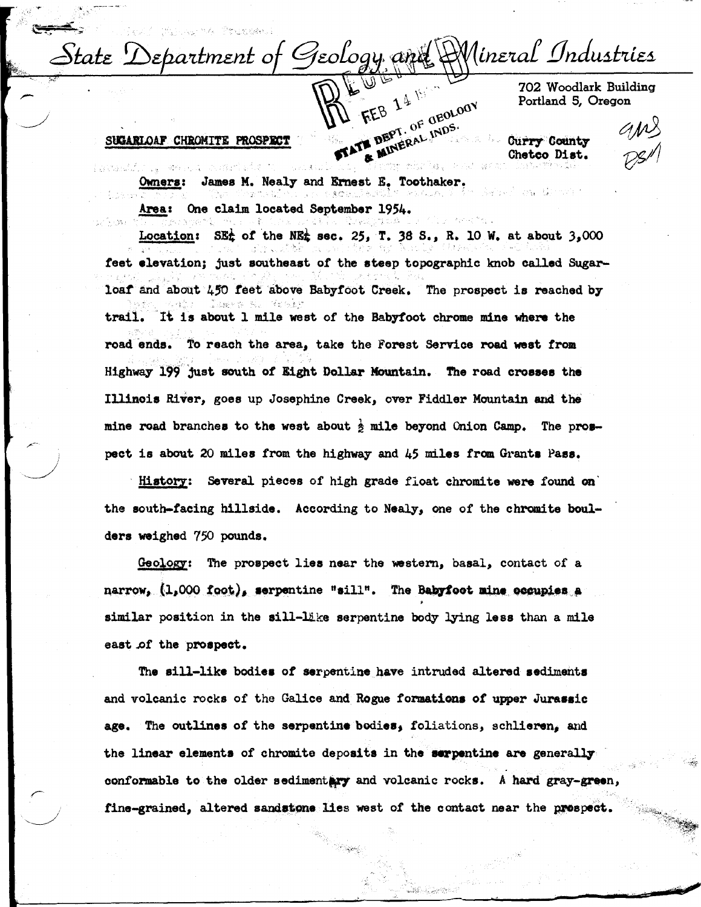# State Department of Geology and Mineral Industries

702 Woodlark Building
Portland 5, Oregon

## SUGARLOAF CHROMITE PROSPECT

Curry County
Chetco Dist.

Owners: James M. Nealy and Ernest E. Toothaker.

Area: One claim located September 1954.

Location: SE¼ of the NE¼ sec. 25, T. 38 S., R. 10 W. at about 3,000 feet elevation; just southeast of the steep topographic knob called Sugarloaf and about 450 feet above Babyfoot Creek. The prospect is reached by trail. It is about 1 mile west of the Babyfoot chrome mine where the road ends. To reach the area, take the Forest Service road west from Highway 199 just south of Eight Dollar Mountain. The road crosses the Illinois River, goes up Josephine Creek, over Fiddler Mountain and the mine road branches to the west about ½ mile beyond Onion Camp. The prospect is about 20 miles from the highway and 45 miles from Grants Pass.

History: Several pieces of high grade float chromite were found on the south-facing hillside. According to Nealy, one of the chromite boulders weighed 750 pounds.

Geology: The prospect lies near the western, basal, contact of a narrow, (1,000 foot), serpentine "sill". The Babyfoot mine occupies a similar position in the sill-like serpentine body lying less than a mile east of the prospect.

The sill-like bodies of serpentine have intruded altered sediments and volcanic rocks of the Galice and Rogue formations of upper Jurassic age. The outlines of the serpentine bodies, foliations, schlieren, and the linear elements of chromite deposits in the serpentine are generally conformable to the older sedimentary and volcanic rocks. A hard gray-green, fine-grained, altered sandstone lies west of the contact near the prospect.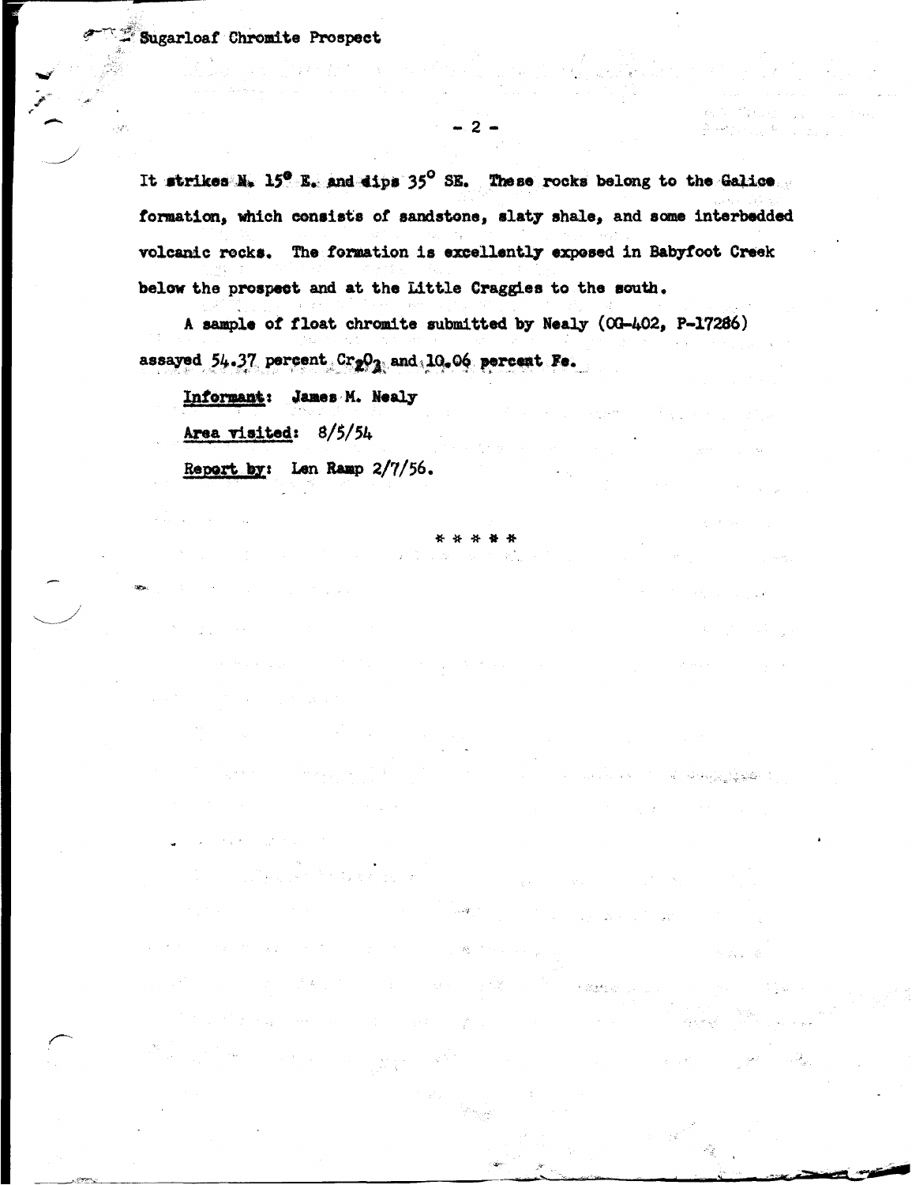It strikes N. 15° E. and dips 35° SE. These rocks belong to the Galice formation, which consists of sandstone, slaty shale, and some interbedded volcanic rocks. The formation is excellently exposed in Babyfoot Creek below the prospect and at the Little Craggies to the south.

A sample of float chromite submitted by Nealy (OG-402, P-17286) assayed 54.37 percent $Cr_2O_3$ and 10.06 percent Fe.

<u>Informant</u>: James M. Nealy

<u>Area visited</u>: 8/5/54

<u>Report by</u>: Len Ramp 2/7/56.

* * * * *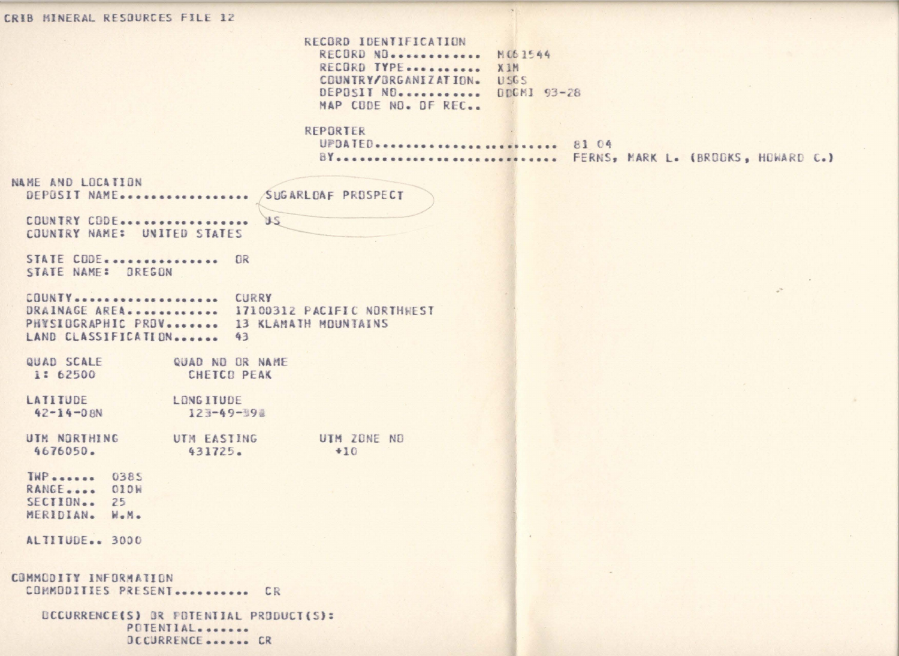CRIB MINERAL RESOURCES FILE 12

RECORD IDENTIFICATION
  RECORD NO............ M061544
  RECORD TYPE.......... X1M
  COUNTRY/ORGANIZATION. USGS
  DEPOSIT NO........... DDGMI 93-28
  MAP CODE NO. OF REC..

REPORTER
  UPDATED........................ 81 04
  BY............................. FERNS, MARK L. (BROOKS, HOWARD C.)

NAME AND LOCATION
  DEPOSIT NAME................. SUGARLOAF PROSPECT

  COUNTRY CODE................. US
  COUNTRY NAME: UNITED STATES

  STATE CODE............... OR
  STATE NAME: OREGON

  COUNTY................... CURRY
  DRAINAGE AREA............ 17100312 PACIFIC NORTHWEST
  PHYSIOGRAPHIC PROV....... 13 KLAMATH MOUNTAINS
  LAND CLASSIFICATION...... 43

| QUAD SCALE | QUAD NO OR NAME | |
|---|---|---|
| 1: 62500 | CHETCO PEAK | |
| **LATITUDE** | **LONGITUDE** | |
| 42-14-08N | 123-49-39W | |
| **UTM NORTHING** | **UTM EASTING** | **UTM ZONE NO** |
| 4676050. | 431725. | +10 |

  TWP...... 038S
  RANGE.... 010W
  SECTION.. 25
  MERIDIAN. W.M.

  ALTITUDE.. 3000

COMMODITY INFORMATION
  COMMODITIES PRESENT.......... CR

    OCCURRENCE(S) OR POTENTIAL PRODUCT(S):
      POTENTIAL.......
      OCCURRENCE...... CR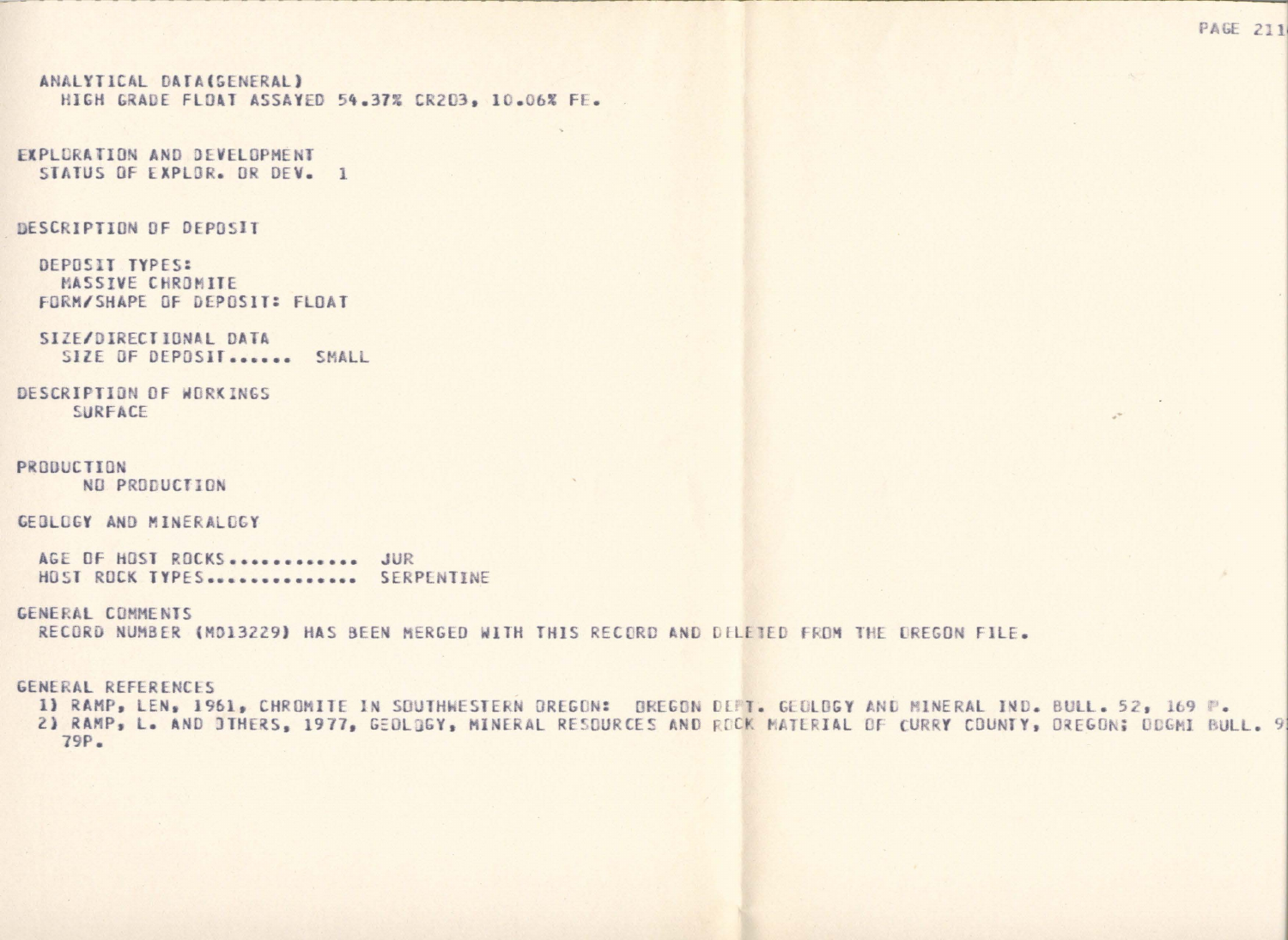ANALYTICAL DATA(GENERAL)
  HIGH GRADE FLOAT ASSAYED 54.37% $CR_2O_3$, 10.06% FE.

EXPLORATION AND DEVELOPMENT
  STATUS OF EXPLOR. OR DEV.  1

DESCRIPTION OF DEPOSIT

  DEPOSIT TYPES:
    MASSIVE CHROMITE
  FORM/SHAPE OF DEPOSIT: FLOAT

  SIZE/DIRECTIONAL DATA
    SIZE OF DEPOSIT......  SMALL

DESCRIPTION OF WORKINGS
    SURFACE

PRODUCTION
    NO PRODUCTION

GEOLOGY AND MINERALOGY

  AGE OF HOST ROCKS............  JUR
  HOST ROCK TYPES..............  SERPENTINE

GENERAL COMMENTS
  RECORD NUMBER (M013229) HAS BEEN MERGED WITH THIS RECORD AND DELETED FROM THE OREGON FILE.

GENERAL REFERENCES
  1) RAMP, LEN, 1961, CHROMITE IN SOUTHWESTERN OREGON: OREGON DEPT. GEOLOGY AND MINERAL IND. BULL. 52, 169 P.
  2) RAMP, L. AND OTHERS, 1977, GEOLOGY, MINERAL RESOURCES AND ROCK MATERIAL OF CURRY COUNTY, OREGON; DOGMI BULL. 9
     79P.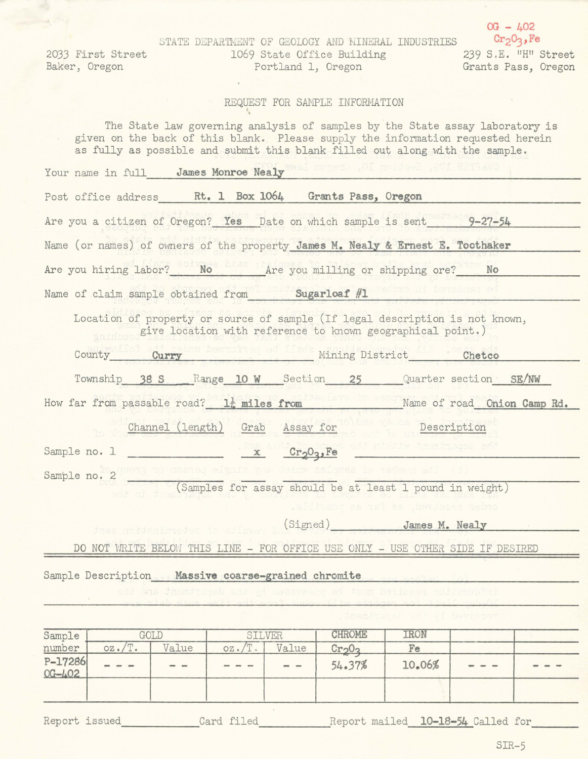OG - 402
$Cr_2O_3$, Fe

STATE DEPARTMENT OF GEOLOGY AND MINERAL INDUSTRIES

| | | |
|---|---|---|
| 2033 First Street<br>Baker, Oregon | 1069 State Office Building<br>Portland 1, Oregon | 239 S.E. "H" Street<br>Grants Pass, Oregon |

## REQUEST FOR SAMPLE INFORMATION

The State law governing analysis of samples by the State assay laboratory is given on the back of this blank. Please supply the information requested herein as fully as possible and submit this blank filled out along with the sample.

Your name in full **James Monroe Nealy**

Post office address **Rt. 1 Box 1064 Grants Pass, Oregon**

Are you a citizen of Oregon? **Yes** Date on which sample is sent **9-27-54**

Name (or names) of owners of the property **James M. Nealy & Ernest E. Toothaker**

Are you hiring labor? **No** Are you milling or shipping ore? **No**

Name of claim sample obtained from **Sugarloaf #1**

Location of property or source of sample (If legal description is not known, give location with reference to known geographical point.)

County **Curry** Mining District **Chetco**

Township **38 S** Range **10 W** Section **25** Quarter section **SE/NW**

How far from passable road? **1¼ miles from** Name of road **Onion Camp Rd.**

| | Channel (length) | Grab | Assay for | Description |
|---|---|---|---|---|
| Sample no. 1 | | x | $Cr_2O_3$, Fe | |
| Sample no. 2 | | | | |

(Samples for assay should be at least 1 pound in weight)

(Signed) **James M. Nealy**

DO NOT WRITE BELOW THIS LINE - FOR OFFICE USE ONLY - USE OTHER SIDE IF DESIRED

Sample Description **Massive coarse-grained chromite**

| Sample number | GOLD | | SILVER | | CHROME | IRON | | |
|---|---|---|---|---|---|---|---|---|
| | oz./T. | Value | oz./T. | Value | $Cr_2O_3$ | Fe | | |
| P-17286<br>OG-402 | - - - | - - | - - - | - - | 54.37% | 10.06% | - - - | - - - |
| | | | | | | | | |

Report issued ______ Card filed ______ Report mailed **10-18-54** Called for ______

SIR-5